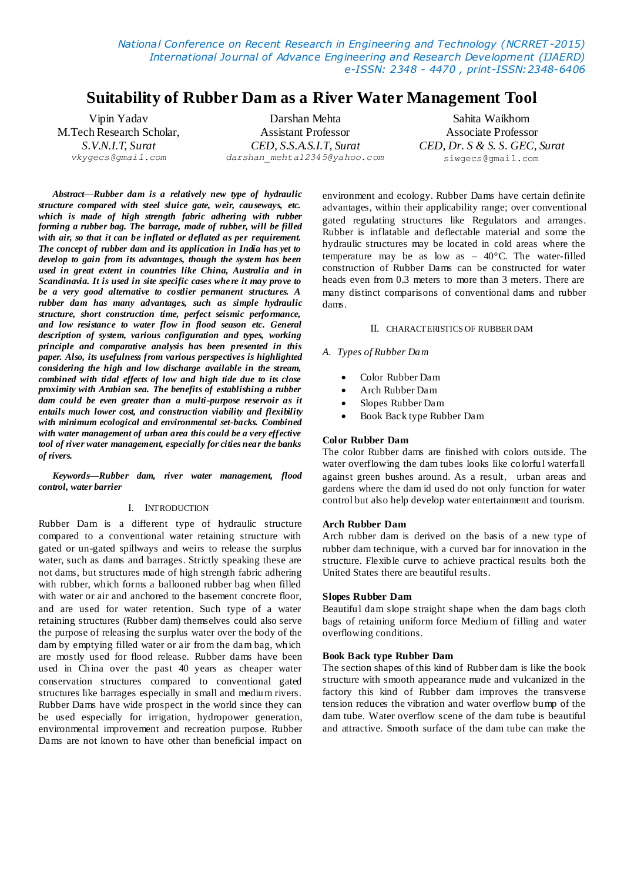# Suitability of Rubber Dam as a River Water Management Tool

Vipin Yadav
M.Tech Research Scholar,
*S.V.N.I.T, Surat*
vkygecs@gmail.com

Darshan Mehta
Assistant Professor
*CED, S.S.A.S.I.T, Surat*
darshan_mehta12345@yahoo.com

Sahita Waikhom
Associate Professor
*CED, Dr. S & S. S. GEC, Surat*
siwgecs@gmail.com

***Abstract*—*Rubber dam is a relatively new type of hydraulic structure compared with steel sluice gate, weir, causeways, etc. which is made of high strength fabric adhering with rubber forming a rubber bag. The barrage, made of rubber, will be filled with air, so that it can be inflated or deflated as per requirement. The concept of rubber dam and its application in India has yet to develop to gain from its advantages, though the system has been used in great extent in countries like China, Australia and in Scandinavia. It is used in site specific cases where it may prove to be a very good alternative to costlier permanent structures. A rubber dam has many advantages, such as simple hydraulic structure, short construction time, perfect seismic performance, and low resistance to water flow in flood season etc. General description of system, various configuration and types, working principle and comparative analysis has been presented in this paper. Also, its usefulness from various perspectives is highlighted considering the high and low discharge available in the stream, combined with tidal effects of low and high tide due to its close proximity with Arabian sea. The benefits of establishing a rubber dam could be even greater than a multi-purpose reservoir as it entails much lower cost, and construction viability and flexibility with minimum ecological and environmental set-backs. Combined with water management of urban area this could be a very effective tool of river water management, especially for cities near the banks of rivers.***

***Keywords*—*Rubber dam, river water management, flood control, water barrier***

## I. Introduction

Rubber Dam is a different type of hydraulic structure compared to a conventional water retaining structure with gated or un-gated spillways and weirs to release the surplus water, such as dams and barrages. Strictly speaking these are not dams, but structures made of high strength fabric adhering with rubber, which forms a ballooned rubber bag when filled with water or air and anchored to the basement concrete floor, and are used for water retention. Such type of a water retaining structures (Rubber dam) themselves could also serve the purpose of releasing the surplus water over the body of the dam by emptying filled water or air from the dam bag, which are mostly used for flood release. Rubber dams have been used in China over the past 40 years as cheaper water conservation structures compared to conventional gated structures like barrages especially in small and medium rivers. Rubber Dams have wide prospect in the world since they can be used especially for irrigation, hydropower generation, environmental improvement and recreation purpose. Rubber Dams are not known to have other than beneficial impact on environment and ecology. Rubber Dams have certain definite advantages, within their applicability range; over conventional gated regulating structures like Regulators and arranges. Rubber is inflatable and deflectable material and some the hydraulic structures may be located in cold areas where the temperature may be as low as – 40°C. The water-filled construction of Rubber Dams can be constructed for water heads even from 0.3 meters to more than 3 meters. There are many distinct comparisons of conventional dams and rubber dams.

## II. Characteristics of Rubber Dam

### *A. Types of Rubber Dam*

- Color Rubber Dam
- Arch Rubber Dam
- Slopes Rubber Dam
- Book Back type Rubber Dam

**Color Rubber Dam**

The color Rubber dams are finished with colors outside. The water overflowing the dam tubes looks like colorful waterfall against green bushes around. As a result, urban areas and gardens where the dam id used do not only function for water control but also help develop water entertainment and tourism.

**Arch Rubber Dam**

Arch rubber dam is derived on the basis of a new type of rubber dam technique, with a curved bar for innovation in the structure. Flexible curve to achieve practical results both the United States there are beautiful results.

**Slopes Rubber Dam**

Beautiful dam slope straight shape when the dam bags cloth bags of retaining uniform force Medium of filling and water overflowing conditions.

**Book Back type Rubber Dam**

The section shapes of this kind of Rubber dam is like the book structure with smooth appearance made and vulcanized in the factory this kind of Rubber dam improves the transverse tension reduces the vibration and water overflow bump of the dam tube. Water overflow scene of the dam tube is beautiful and attractive. Smooth surface of the dam tube can make the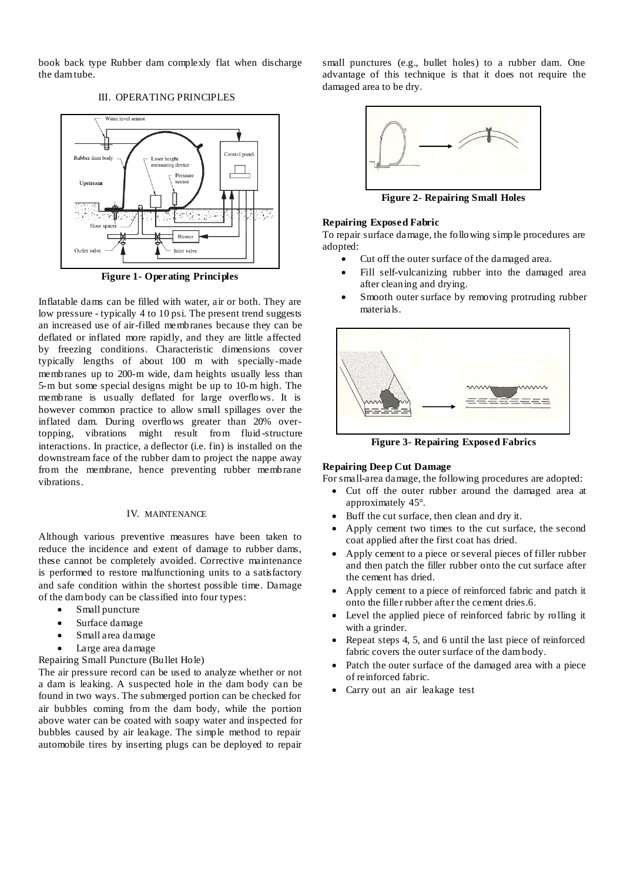book back type Rubber dam complexly flat when discharge the dam tube.

## III. OPERATING PRINCIPLES

**Figure 1- Operating Principles**

Inflatable dams can be filled with water, air or both. They are low pressure - typically 4 to 10 psi. The present trend suggests an increased use of air-filled membranes because they can be deflated or inflated more rapidly, and they are little affected by freezing conditions. Characteristic dimensions cover typically lengths of about 100 m with specially-made membranes up to 200-m wide, dam heights usually less than 5-m but some special designs might be up to 10-m high. The membrane is usually deflated for large overflows. It is however common practice to allow small spillages over the inflated dam. During overflows greater than 20% over-topping, vibrations might result from fluid-structure interactions. In practice, a deflector (i.e. fin) is installed on the downstream face of the rubber dam to project the nappe away from the membrane, hence preventing rubber membrane vibrations.

## IV. MAINTENANCE

Although various preventive measures have been taken to reduce the incidence and extent of damage to rubber dams, these cannot be completely avoided. Corrective maintenance is performed to restore malfunctioning units to a satisfactory and safe condition within the shortest possible time. Damage of the dam body can be classified into four types:

- Small puncture
- Surface damage
- Small area damage
- Large area damage

Repairing Small Puncture (Bullet Hole)

The air pressure record can be used to analyze whether or not a dam is leaking. A suspected hole in the dam body can be found in two ways. The submerged portion can be checked for air bubbles coming from the dam body, while the portion above water can be coated with soapy water and inspected for bubbles caused by air leakage. The simple method to repair automobile tires by inserting plugs can be deployed to repair small punctures (e.g., bullet holes) to a rubber dam. One advantage of this technique is that it does not require the damaged area to be dry.

**Figure 2- Repairing Small Holes**

### Repairing Exposed Fabric

To repair surface damage, the following simple procedures are adopted:

- Cut off the outer surface of the damaged area.
- Fill self-vulcanizing rubber into the damaged area after cleaning and drying.
- Smooth outer surface by removing protruding rubber materials.

**Figure 3- Repairing Exposed Fabrics**

### Repairing Deep Cut Damage

For small-area damage, the following procedures are adopted:

- Cut off the outer rubber around the damaged area at approximately 45°.
- Buff the cut surface, then clean and dry it.
- Apply cement two times to the cut surface, the second coat applied after the first coat has dried.
- Apply cement to a piece or several pieces of filler rubber and then patch the filler rubber onto the cut surface after the cement has dried.
- Apply cement to a piece of reinforced fabric and patch it onto the filler rubber after the cement dries.6.
- Level the applied piece of reinforced fabric by rolling it with a grinder.
- Repeat steps 4, 5, and 6 until the last piece of reinforced fabric covers the outer surface of the dam body.
- Patch the outer surface of the damaged area with a piece of reinforced fabric.
- Carry out an air leakage test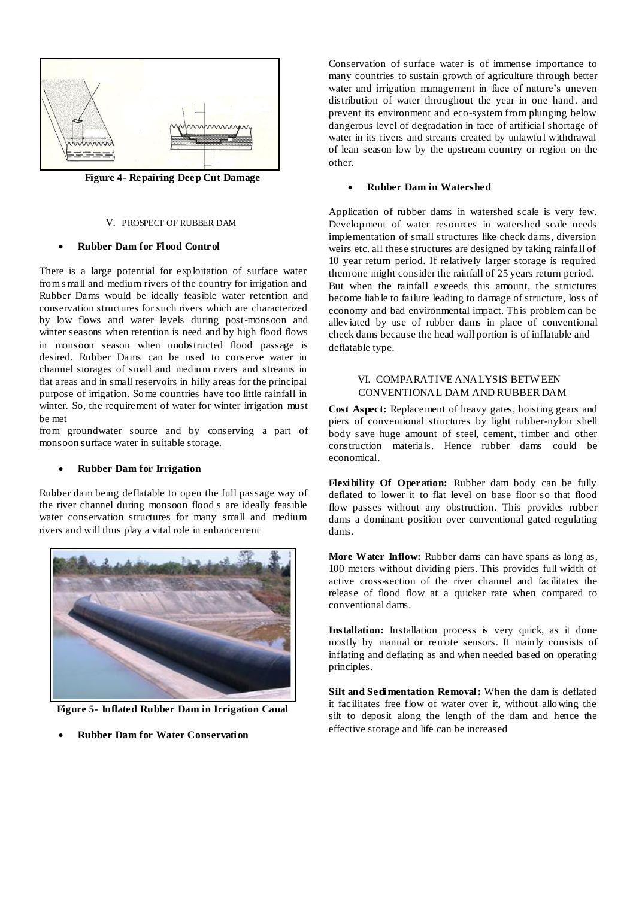Figure 4- Repairing Deep Cut Damage

## V. PROSPECT OF RUBBER DAM

- **Rubber Dam for Flood Control**

There is a large potential for exploitation of surface water from small and medium rivers of the country for irrigation and Rubber Dams would be ideally feasible water retention and conservation structures for such rivers which are characterized by low flows and water levels during post-monsoon and winter seasons when retention is need and by high flood flows in monsoon season when unobstructed flood passage is desired. Rubber Dams can be used to conserve water in channel storages of small and medium rivers and streams in flat areas and in small reservoirs in hilly areas for the principal purpose of irrigation. Some countries have too little rainfall in winter. So, the requirement of water for winter irrigation must be met from groundwater source and by conserving a part of monsoon surface water in suitable storage.

- **Rubber Dam for Irrigation**

Rubber dam being deflatable to open the full passage way of the river channel during monsoon flood s are ideally feasible water conservation structures for many small and medium rivers and will thus play a vital role in enhancement

Figure 5- Inflated Rubber Dam in Irrigation Canal

- **Rubber Dam for Water Conservation**

Conservation of surface water is of immense importance to many countries to sustain growth of agriculture through better water and irrigation management in face of nature's uneven distribution of water throughout the year in one hand. and prevent its environment and eco-system from plunging below dangerous level of degradation in face of artificial shortage of water in its rivers and streams created by unlawful withdrawal of lean season low by the upstream country or region on the other.

- **Rubber Dam in Watershed**

Application of rubber dams in watershed scale is very few. Development of water resources in watershed scale needs implementation of small structures like check dams, diversion weirs etc. all these structures are designed by taking rainfall of 10 year return period. If relatively larger storage is required them one might consider the rainfall of 25 years return period. But when the rainfall exceeds this amount, the structures become liable to failure leading to damage of structure, loss of economy and bad environmental impact. This problem can be alleviated by use of rubber dams in place of conventional check dams because the head wall portion is of inflatable and deflatable type.

## VI. COMPARATIVE ANALYSIS BETWEEN CONVENTIONAL DAM AND RUBBER DAM

**Cost Aspect:** Replacement of heavy gates, hoisting gears and piers of conventional structures by light rubber-nylon shell body save huge amount of steel, cement, timber and other construction materials. Hence rubber dams could be economical.

**Flexibility Of Operation:** Rubber dam body can be fully deflated to lower it to flat level on base floor so that flood flow passes without any obstruction. This provides rubber dams a dominant position over conventional gated regulating dams.

**More Water Inflow:** Rubber dams can have spans as long as, 100 meters without dividing piers. This provides full width of active cross-section of the river channel and facilitates the release of flood flow at a quicker rate when compared to conventional dams.

**Installation:** Installation process is very quick, as it done mostly by manual or remote sensors. It mainly consists of inflating and deflating as and when needed based on operating principles.

**Silt and Sedimentation Removal:** When the dam is deflated it facilitates free flow of water over it, without allowing the silt to deposit along the length of the dam and hence the effective storage and life can be increased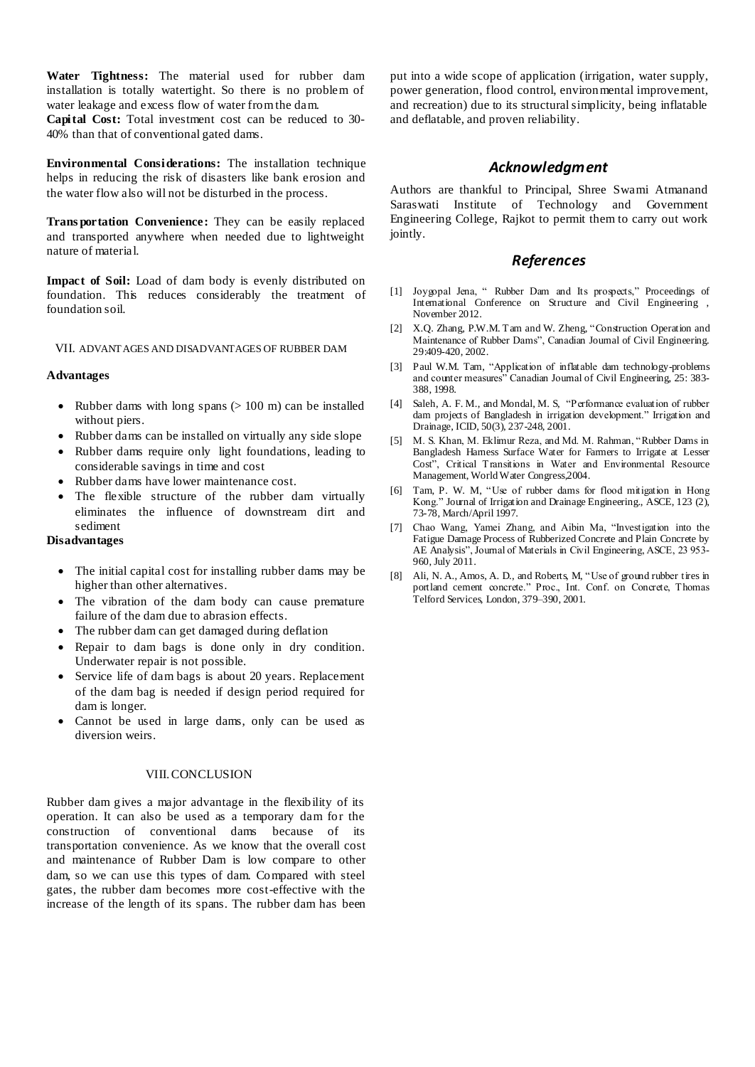**Water Tightness:** The material used for rubber dam installation is totally watertight. So there is no problem of water leakage and excess flow of water from the dam.

**Capital Cost:** Total investment cost can be reduced to 30-40% than that of conventional gated dams.

**Environmental Considerations:** The installation technique helps in reducing the risk of disasters like bank erosion and the water flow also will not be disturbed in the process.

**Transportation Convenience:** They can be easily replaced and transported anywhere when needed due to lightweight nature of material.

**Impact of Soil:** Load of dam body is evenly distributed on foundation. This reduces considerably the treatment of foundation soil.

## VII. ADVANTAGES AND DISADVANTAGES OF RUBBER DAM

**Advantages**

- Rubber dams with long spans (> 100 m) can be installed without piers.
- Rubber dams can be installed on virtually any side slope
- Rubber dams require only light foundations, leading to considerable savings in time and cost
- Rubber dams have lower maintenance cost.
- The flexible structure of the rubber dam virtually eliminates the influence of downstream dirt and sediment

**Disadvantages**

- The initial capital cost for installing rubber dams may be higher than other alternatives.
- The vibration of the dam body can cause premature failure of the dam due to abrasion effects.
- The rubber dam can get damaged during deflation
- Repair to dam bags is done only in dry condition. Underwater repair is not possible.
- Service life of dam bags is about 20 years. Replacement of the dam bag is needed if design period required for dam is longer.
- Cannot be used in large dams, only can be used as diversion weirs.

## VIII. CONCLUSION

Rubber dam gives a major advantage in the flexibility of its operation. It can also be used as a temporary dam for the construction of conventional dams because of its transportation convenience. As we know that the overall cost and maintenance of Rubber Dam is low compare to other dam, so we can use this types of dam. Compared with steel gates, the rubber dam becomes more cost-effective with the increase of the length of its spans. The rubber dam has been put into a wide scope of application (irrigation, water supply, power generation, flood control, environmental improvement, and recreation) due to its structural simplicity, being inflatable and deflatable, and proven reliability.

## *Acknowledgment*

Authors are thankful to Principal, Shree Swami Atmanand Saraswati Institute of Technology and Government Engineering College, Rajkot to permit them to carry out work jointly.

## *References*

[1] Joygopal Jena, " Rubber Dam and Its prospects," Proceedings of International Conference on Structure and Civil Engineering , November 2012.

[2] X.Q. Zhang, P.W.M. Tam and W. Zheng, "Construction Operation and Maintenance of Rubber Dams", Canadian Journal of Civil Engineering. 29:409-420, 2002.

[3] Paul W.M. Tam, "Application of inflatable dam technology-problems and counter measures" Canadian Journal of Civil Engineering, 25: 383-388, 1998.

[4] Saleh, A. F. M., and Mondal, M. S, "Performance evaluation of rubber dam projects of Bangladesh in irrigation development." Irrigation and Drainage, ICID, 50(3), 237-248, 2001.

[5] M. S. Khan, M. Eklimur Reza, and Md. M. Rahman, "Rubber Dams in Bangladesh Harness Surface Water for Farmers to Irrigate at Lesser Cost", Critical Transitions in Water and Environmental Resource Management, World Water Congress,2004.

[6] Tam, P. W. M, "Use of rubber dams for flood mitigation in Hong Kong." Journal of Irrigation and Drainage Engineering., ASCE, 123 (2), 73-78, March/April 1997.

[7] Chao Wang, Yamei Zhang, and Aibin Ma, "Investigation into the Fatigue Damage Process of Rubberized Concrete and Plain Concrete by AE Analysis", Journal of Materials in Civil Engineering, ASCE, 23 953-960, July 2011.

[8] Ali, N. A., Amos, A. D., and Roberts, M, "Use of ground rubber tires in portland cement concrete." Proc., Int. Conf. on Concrete, Thomas Telford Services, London, 379–390, 2001.